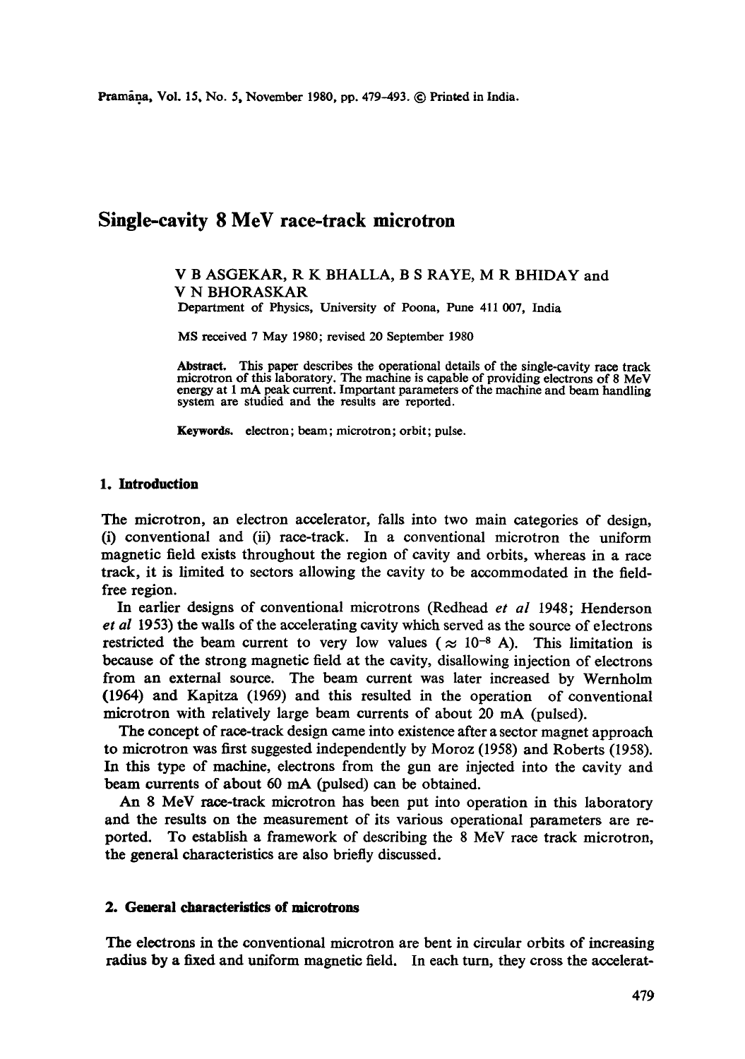# Single-cavity 8 MeV race-track microtron

V B ASGEKAR, R K BHALLA, B S RAYE, M R BHIDAY and V N BHORASKAR

Department of Physics, University of Poona, Pune 411 007, India

MS received 7 May 1980; revised 20 September 1980

**Abstract.** This paper describes the operational details of the single-cavity race track microtron of this laboratory. The machine is capable of providing electrons of 8 MeV energy at 1 mA peak current. Important parameters of the machine and beam handling system are studied and the results are reported.

**Keywords.** electron; beam; microtron; orbit; pulse.

## 1. Introduction

The microtron, an electron accelerator, falls into two main categories of design, (i) conventional and (ii) race-track. In a conventional microtron the uniform magnetic field exists throughout the region of cavity and orbits, whereas in a race track, it is limited to sectors allowing the cavity to be accommodated in the field-free region.

In earlier designs of conventional microtrons (Redhead *et al* 1948; Henderson *et al* 1953) the walls of the accelerating cavity which served as the source of electrons restricted the beam current to very low values ($\approx 10^{-8}$ A). This limitation is because of the strong magnetic field at the cavity, disallowing injection of electrons from an external source. The beam current was later increased by Wernholm (1964) and Kapitza (1969) and this resulted in the operation of conventional microtron with relatively large beam currents of about 20 mA (pulsed).

The concept of race-track design came into existence after a sector magnet approach to microtron was first suggested independently by Moroz (1958) and Roberts (1958). In this type of machine, electrons from the gun are injected into the cavity and beam currents of about 60 mA (pulsed) can be obtained.

An 8 MeV race-track microtron has been put into operation in this laboratory and the results on the measurement of its various operational parameters are reported. To establish a framework of describing the 8 MeV race track microtron, the general characteristics are also briefly discussed.

## 2. General characteristics of microtrons

The electrons in the conventional microtron are bent in circular orbits of increasing radius by a fixed and uniform magnetic field. In each turn, they cross the accelerat-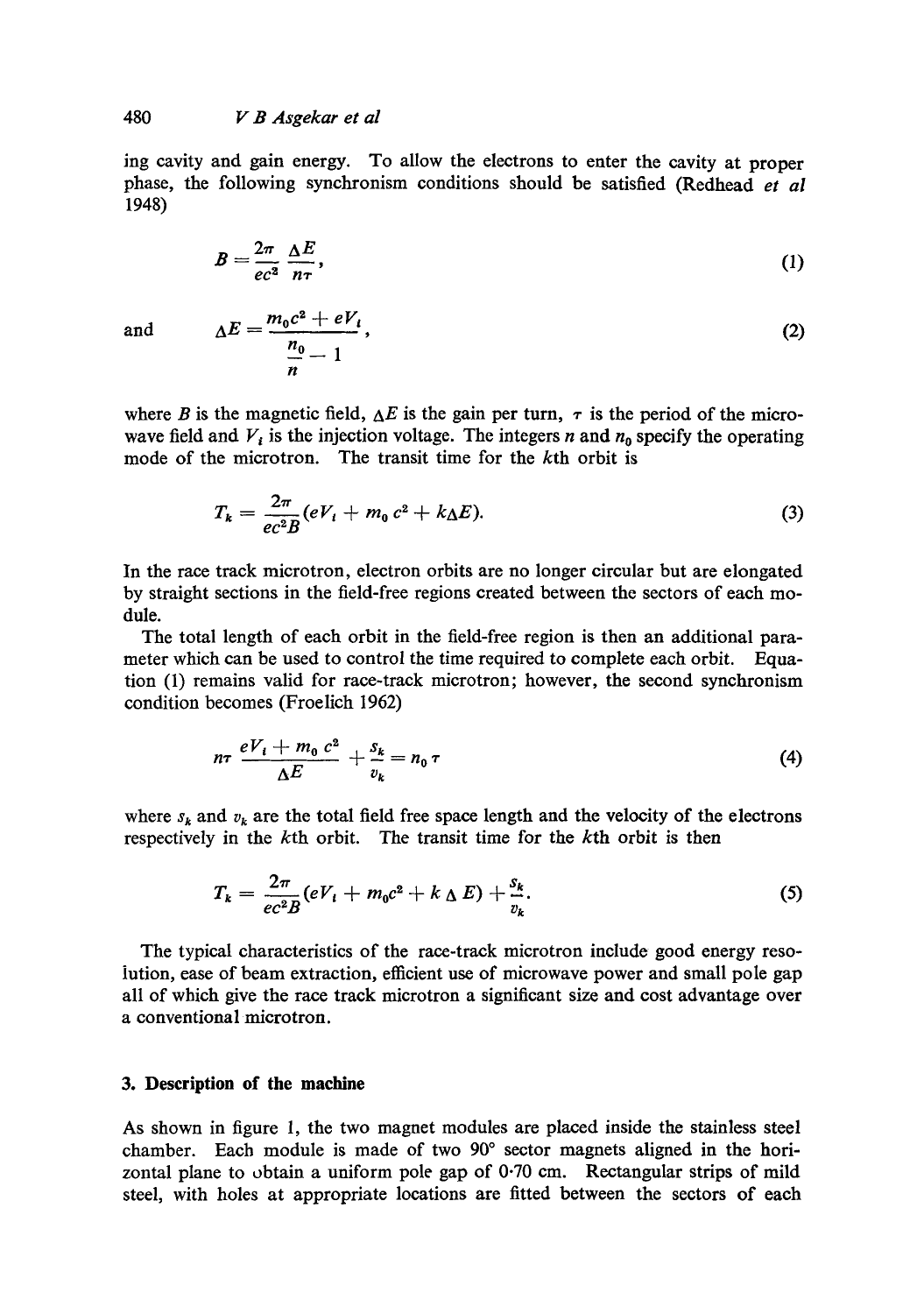ing cavity and gain energy. To allow the electrons to enter the cavity at proper phase, the following synchronism conditions should be satisfied (Redhead *et al* 1948)

$$B = \frac{2\pi}{ec^2} \frac{\Delta E}{n\tau}, \tag{1}$$

and

$$\Delta E = \frac{m_0 c^2 + eV_i}{\frac{n_0}{n} - 1}, \tag{2}$$

where $B$ is the magnetic field, $\Delta E$ is the gain per turn, $\tau$ is the period of the microwave field and $V_i$ is the injection voltage. The integers $n$ and $n_0$ specify the operating mode of the microtron. The transit time for the $k$th orbit is

$$T_k = \frac{2\pi}{ec^2 B}(eV_i + m_0 c^2 + k\Delta E). \tag{3}$$

In the race track microtron, electron orbits are no longer circular but are elongated by straight sections in the field-free regions created between the sectors of each module.

The total length of each orbit in the field-free region is then an additional parameter which can be used to control the time required to complete each orbit. Equation (1) remains valid for race-track microtron; however, the second synchronism condition becomes (Froelich 1962)

$$n\tau \frac{eV_i + m_0 c^2}{\Delta E} + \frac{s_k}{v_k} = n_0 \tau \tag{4}$$

where $s_k$ and $v_k$ are the total field free space length and the velocity of the electrons respectively in the $k$th orbit. The transit time for the $k$th orbit is then

$$T_k = \frac{2\pi}{ec^2 B}(eV_i + m_0 c^2 + k \Delta E) + \frac{s_k}{v_k}. \tag{5}$$

The typical characteristics of the race-track microtron include good energy resolution, ease of beam extraction, efficient use of microwave power and small pole gap all of which give the race track microtron a significant size and cost advantage over a conventional microtron.

## 3. Description of the machine

As shown in figure 1, the two magnet modules are placed inside the stainless steel chamber. Each module is made of two 90° sector magnets aligned in the horizontal plane to obtain a uniform pole gap of 0·70 cm. Rectangular strips of mild steel, with holes at appropriate locations are fitted between the sectors of each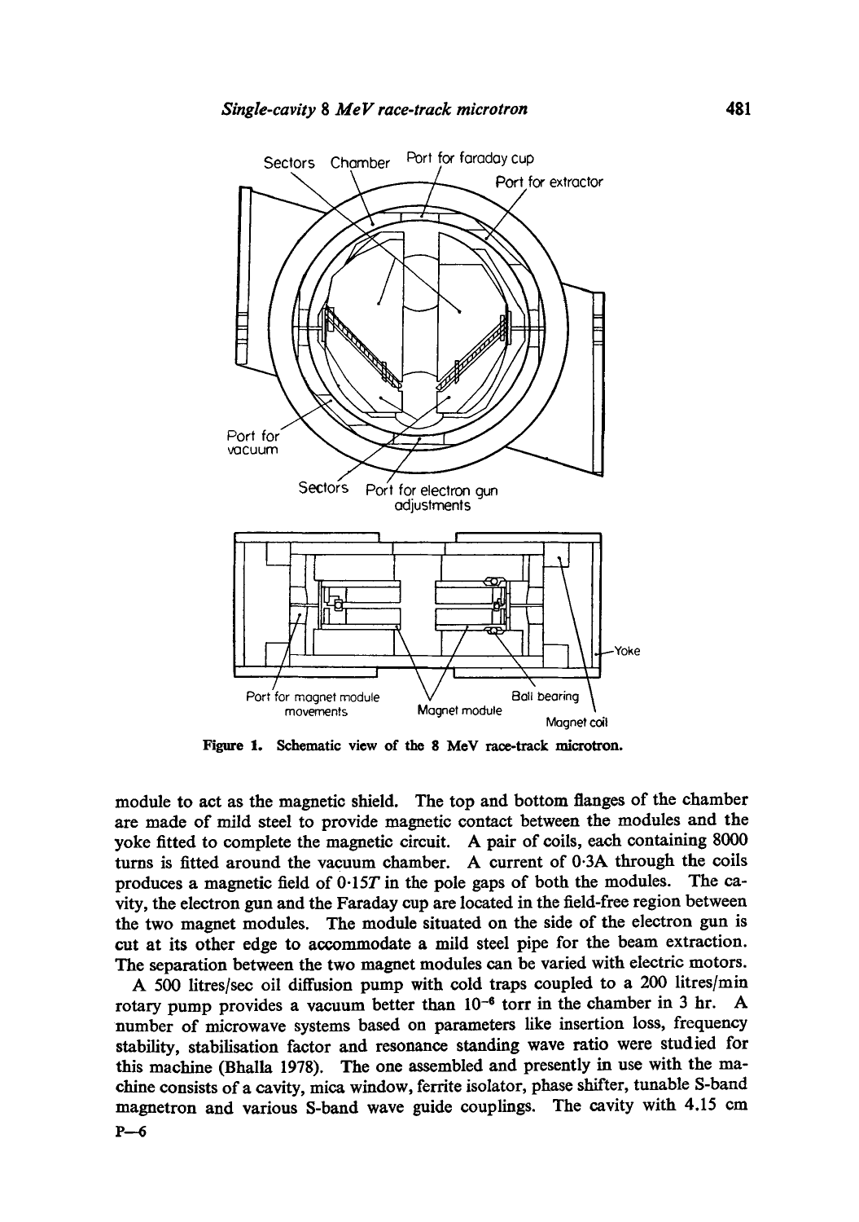**Figure 1.** Schematic view of the 8 MeV race-track microtron.

module to act as the magnetic shield. The top and bottom flanges of the chamber are made of mild steel to provide magnetic contact between the modules and the yoke fitted to complete the magnetic circuit. A pair of coils, each containing 8000 turns is fitted around the vacuum chamber. A current of 0·3A through the coils produces a magnetic field of $0 \cdot 15T$ in the pole gaps of both the modules. The cavity, the electron gun and the Faraday cup are located in the field-free region between the two magnet modules. The module situated on the side of the electron gun is cut at its other edge to accommodate a mild steel pipe for the beam extraction. The separation between the two magnet modules can be varied with electric motors.

A 500 litres/sec oil diffusion pump with cold traps coupled to a 200 litres/min rotary pump provides a vacuum better than $10^{-6}$ torr in the chamber in 3 hr. A number of microwave systems based on parameters like insertion loss, frequency stability, stabilisation factor and resonance standing wave ratio were studied for this machine (Bhalla 1978). The one assembled and presently in use with the machine consists of a cavity, mica window, ferrite isolator, phase shifter, tunable S-band magnetron and various S-band wave guide couplings. The cavity with 4.15 cm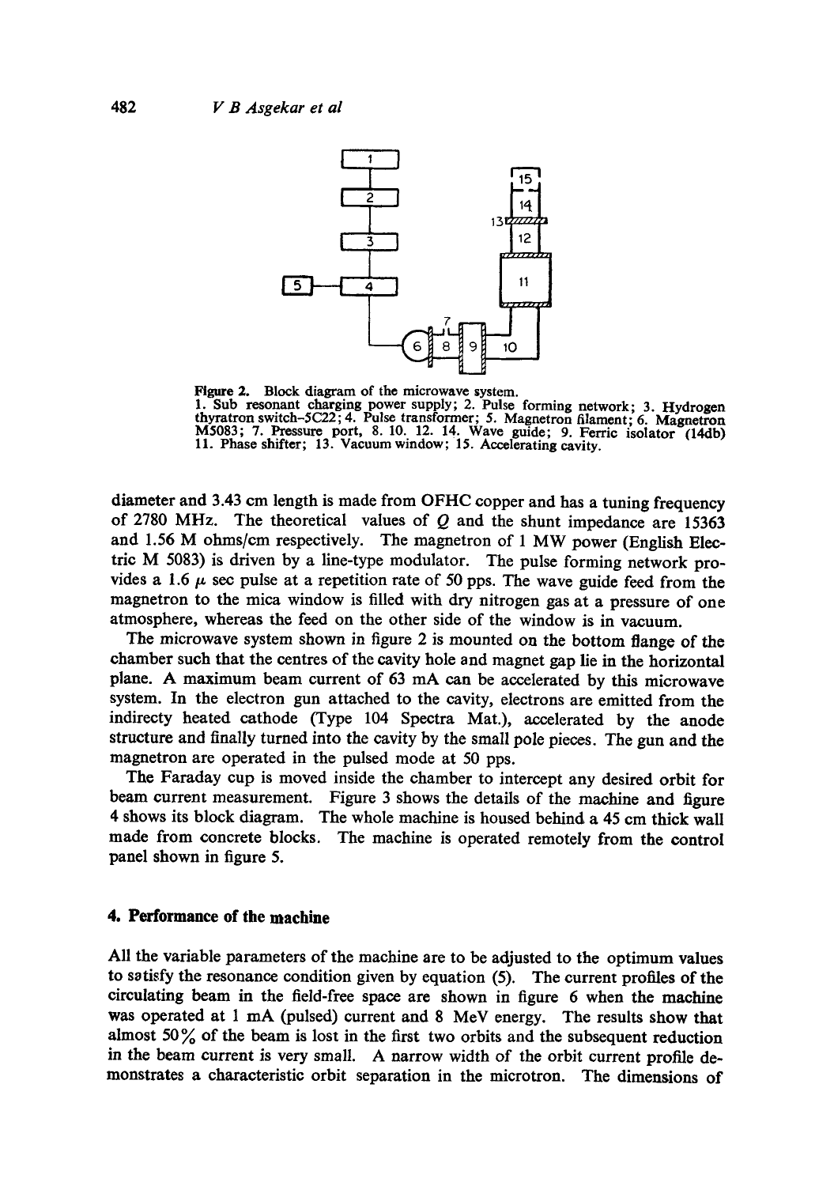**Figure 2.** Block diagram of the microwave system.
1. Sub resonant charging power supply; 2. Pulse forming network; 3. Hydrogen thyratron switch–5C22; 4. Pulse transformer; 5. Magnetron filament; 6. Magnetron M5083; 7. Pressure port, 8. 10. 12. 14. Wave guide; 9. Ferric isolator (14db) 11. Phase shifter; 13. Vacuum window; 15. Accelerating cavity.

diameter and 3.43 cm length is made from OFHC copper and has a tuning frequency of 2780 MHz. The theoretical values of $Q$ and the shunt impedance are 15363 and 1.56 M ohms/cm respectively. The magnetron of 1 MW power (English Electric M 5083) is driven by a line-type modulator. The pulse forming network provides a 1.6 $\mu$ sec pulse at a repetition rate of 50 pps. The wave guide feed from the magnetron to the mica window is filled with dry nitrogen gas at a pressure of one atmosphere, whereas the feed on the other side of the window is in vacuum.

The microwave system shown in figure 2 is mounted on the bottom flange of the chamber such that the centres of the cavity hole and magnet gap lie in the horizontal plane. A maximum beam current of 63 mA can be accelerated by this microwave system. In the electron gun attached to the cavity, electrons are emitted from the indirecty heated cathode (Type 104 Spectra Mat.), accelerated by the anode structure and finally turned into the cavity by the small pole pieces. The gun and the magnetron are operated in the pulsed mode at 50 pps.

The Faraday cup is moved inside the chamber to intercept any desired orbit for beam current measurement. Figure 3 shows the details of the machine and figure 4 shows its block diagram. The whole machine is housed behind a 45 cm thick wall made from concrete blocks. The machine is operated remotely from the control panel shown in figure 5.

## 4. Performance of the machine

All the variable parameters of the machine are to be adjusted to the optimum values to satisfy the resonance condition given by equation (5). The current profiles of the circulating beam in the field-free space are shown in figure 6 when the machine was operated at 1 mA (pulsed) current and 8 MeV energy. The results show that almost 50% of the beam is lost in the first two orbits and the subsequent reduction in the beam current is very small. A narrow width of the orbit current profile demonstrates a characteristic orbit separation in the microtron. The dimensions of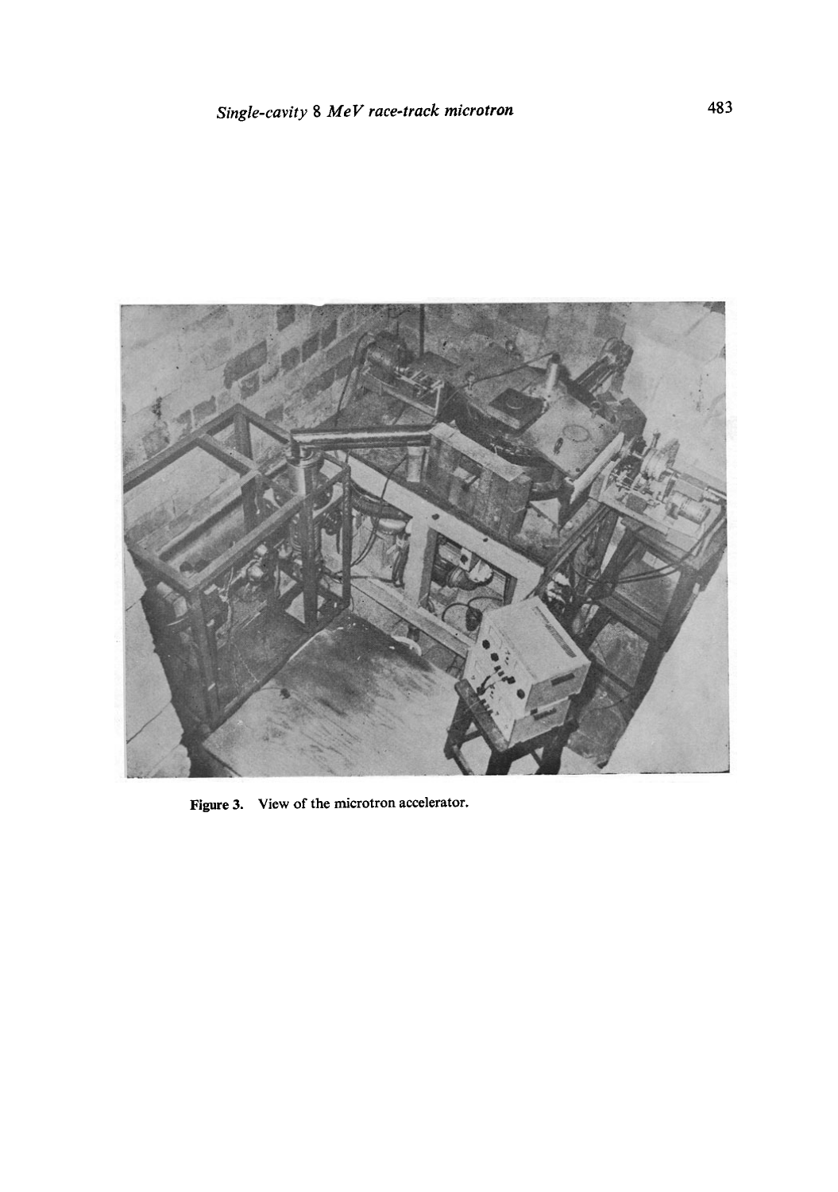Figure 3. View of the microtron accelerator.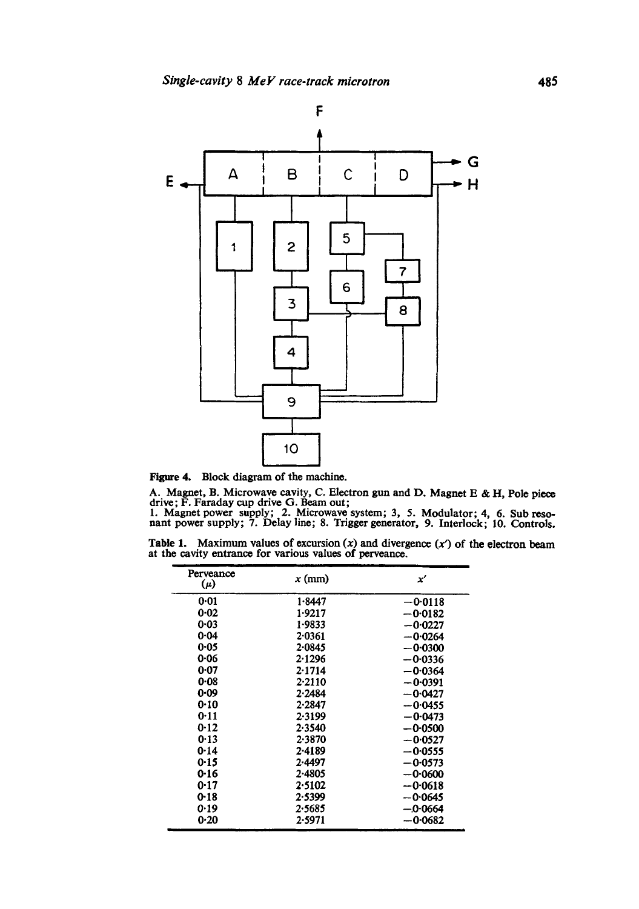Figure 4. Block diagram of the machine.

A. Magnet, B. Microwave cavity, C. Electron gun and D. Magnet E & H, Pole piece drive; F. Faraday cup drive G. Beam out;
1. Magnet power supply; 2. Microwave system; 3, 5. Modulator; 4, 6. Sub resonant power supply; 7. Delay line; 8. Trigger generator, 9. Interlock; 10. Controls.

Table 1. Maximum values of excursion ($x$) and divergence ($x'$) of the electron beam at the cavity entrance for various values of perveance.

| Perveance ($\mu$) | $x$ (mm) | $x'$ |
|---|---|---|
| 0·01 | 1·8447 | −0·0118 |
| 0·02 | 1·9217 | −0·0182 |
| 0·03 | 1·9833 | −0·0227 |
| 0·04 | 2·0361 | −0·0264 |
| 0·05 | 2·0845 | −0·0300 |
| 0·06 | 2·1296 | −0·0336 |
| 0·07 | 2·1714 | −0·0364 |
| 0·08 | 2·2110 | −0·0391 |
| 0·09 | 2·2484 | −0·0427 |
| 0·10 | 2·2847 | −0·0455 |
| 0·11 | 2·3199 | −0·0473 |
| 0·12 | 2·3540 | −0·0500 |
| 0·13 | 2·3870 | −0·0527 |
| 0·14 | 2·4189 | −0·0555 |
| 0·15 | 2·4497 | −0·0573 |
| 0·16 | 2·4805 | −0·0600 |
| 0·17 | 2·5102 | −0·0618 |
| 0·18 | 2·5399 | −0·0645 |
| 0·19 | 2·5685 | −0·0664 |
| 0·20 | 2·5971 | −0·0682 |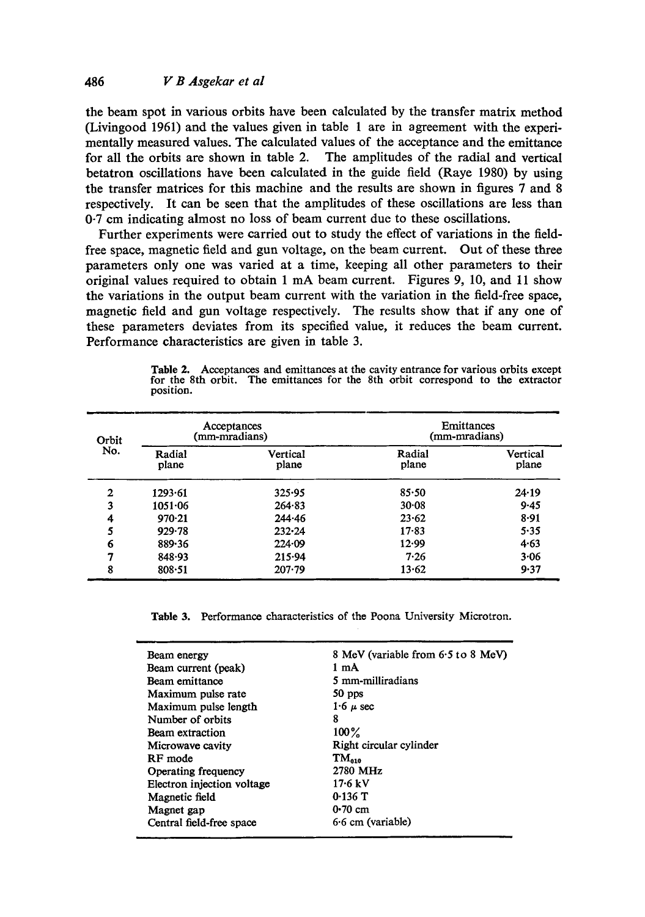the beam spot in various orbits have been calculated by the transfer matrix method (Livingood 1961) and the values given in table 1 are in agreement with the experimentally measured values. The calculated values of the acceptance and the emittance for all the orbits are shown in table 2. The amplitudes of the radial and vertical betatron oscillations have been calculated in the guide field (Raye 1980) by using the transfer matrices for this machine and the results are shown in figures 7 and 8 respectively. It can be seen that the amplitudes of these oscillations are less than 0·7 cm indicating almost no loss of beam current due to these oscillations.

Further experiments were carried out to study the effect of variations in the field-free space, magnetic field and gun voltage, on the beam current. Out of these three parameters only one was varied at a time, keeping all other parameters to their original values required to obtain 1 mA beam current. Figures 9, 10, and 11 show the variations in the output beam current with the variation in the field-free space, magnetic field and gun voltage respectively. The results show that if any one of these parameters deviates from its specified value, it reduces the beam current. Performance characteristics are given in table 3.

**Table 2.** Acceptances and emittances at the cavity entrance for various orbits except for the 8th orbit. The emittances for the 8th orbit correspond to the extractor position.

| Orbit No. | Acceptances (mm-mradians) | | Emittances (mm-mradians) | |
|---|---|---|---|---|
| | Radial plane | Vertical plane | Radial plane | Vertical plane |
| 2 | 1293·61 | 325·95 | 85·50 | 24·19 |
| 3 | 1051·06 | 264·83 | 30·08 | 9·45 |
| 4 | 970·21 | 244·46 | 23·62 | 8·91 |
| 5 | 929·78 | 232·24 | 17·83 | 5·35 |
| 6 | 889·36 | 224·09 | 12·99 | 4·63 |
| 7 | 848·93 | 215·94 | 7·26 | 3·06 |
| 8 | 808·51 | 207·79 | 13·62 | 9·37 |

**Table 3.** Performance characteristics of the Poona University Microtron.

| | |
|---|---|
| Beam energy | 8 MeV (variable from 6·5 to 8 MeV) |
| Beam current (peak) | 1 mA |
| Beam emittance | 5 mm-milliradians |
| Maximum pulse rate | 50 pps |
| Maximum pulse length | 1·6 $\mu$ sec |
| Number of orbits | 8 |
| Beam extraction | 100% |
| Microwave cavity | Right circular cylinder |
| RF mode | $TM_{010}$ |
| Operating frequency | 2780 MHz |
| Electron injection voltage | 17·6 kV |
| Magnetic field | 0·136 T |
| Magnet gap | 0·70 cm |
| Central field-free space | 6·6 cm (variable) |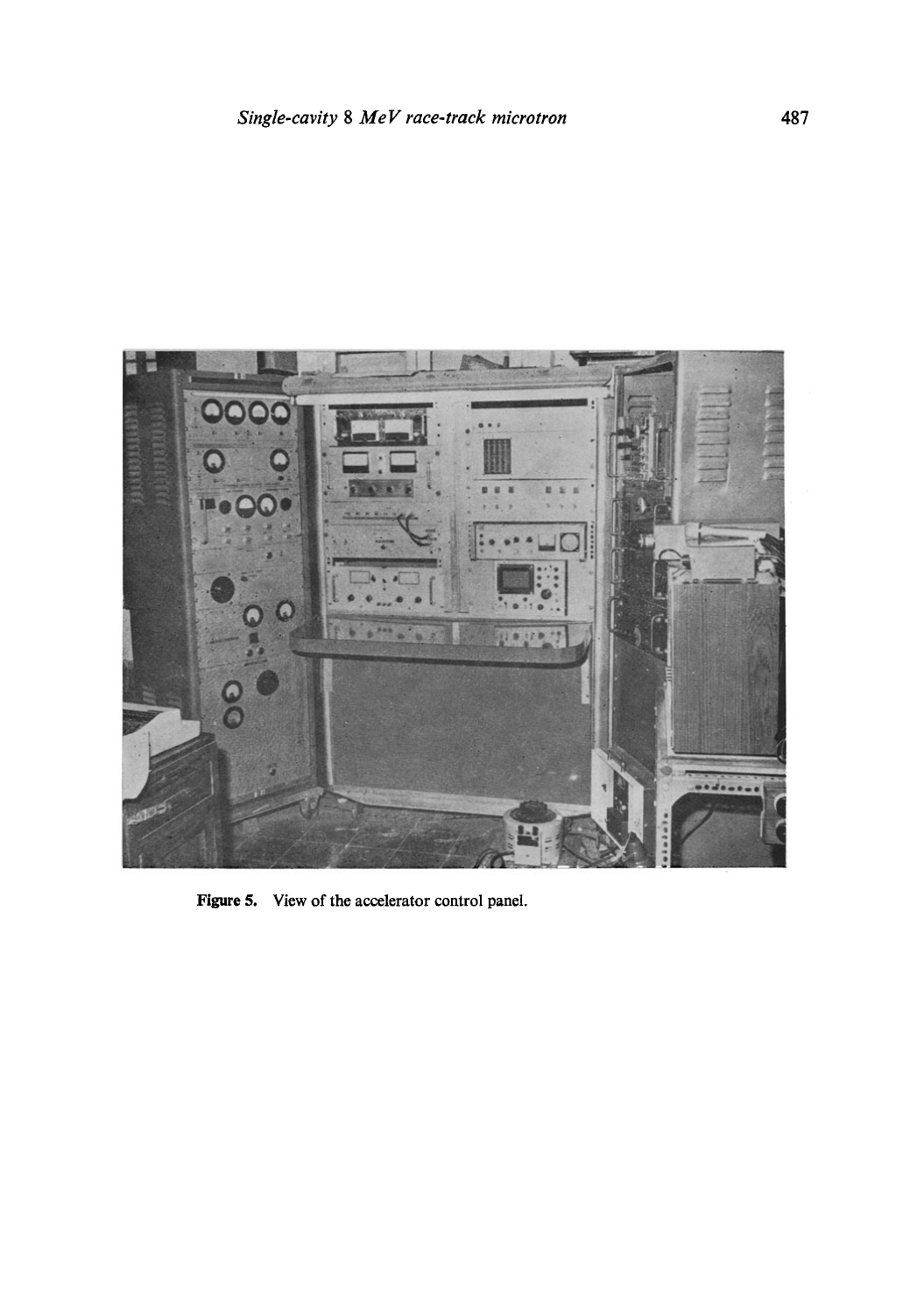Figure 5. View of the accelerator control panel.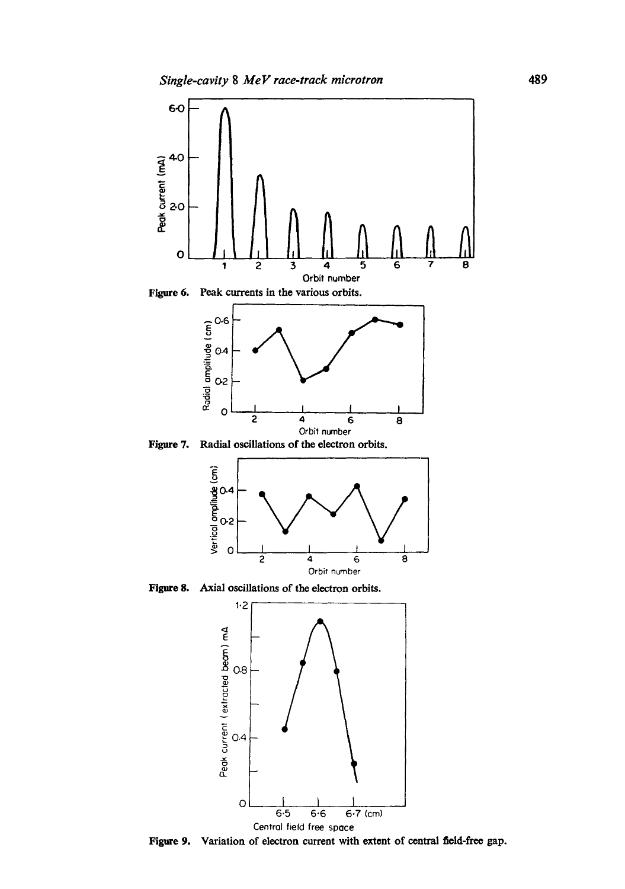Figure 6. Peak currents in the various orbits.

Figure 7. Radial oscillations of the electron orbits.

Figure 8. Axial oscillations of the electron orbits.

Figure 9. Variation of electron current with extent of central field-free gap.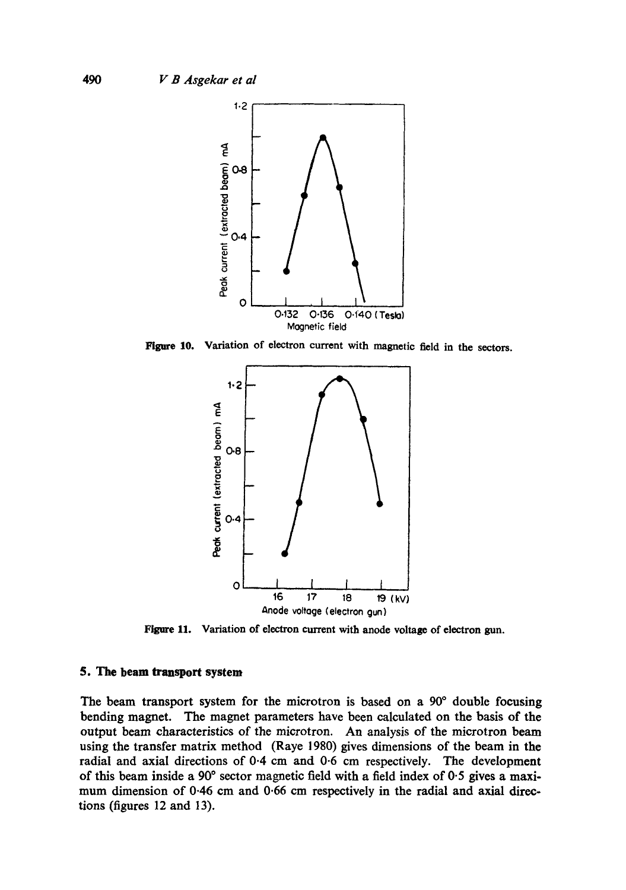Figure 10. Variation of electron current with magnetic field in the sectors.

Figure 11. Variation of electron current with anode voltage of electron gun.

## 5. The beam transport system

The beam transport system for the microtron is based on a 90° double focusing bending magnet. The magnet parameters have been calculated on the basis of the output beam characteristics of the microtron. An analysis of the microtron beam using the transfer matrix method (Raye 1980) gives dimensions of the beam in the radial and axial directions of 0·4 cm and 0·6 cm respectively. The development of this beam inside a 90° sector magnetic field with a field index of 0·5 gives a maximum dimension of 0·46 cm and 0·66 cm respectively in the radial and axial directions (figures 12 and 13).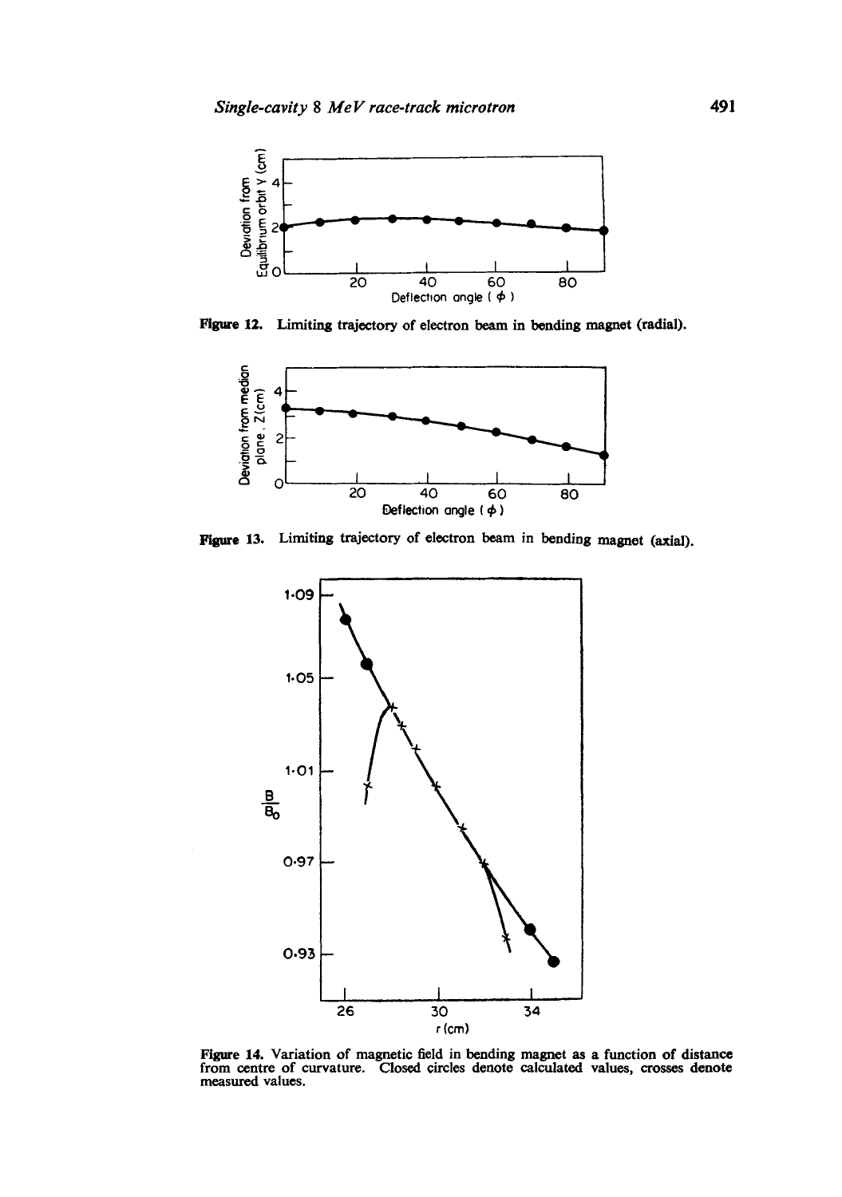Figure 12. Limiting trajectory of electron beam in bending magnet (radial).

Figure 13. Limiting trajectory of electron beam in bending magnet (axial).

Figure 14. Variation of magnetic field in bending magnet as a function of distance from centre of curvature. Closed circles denote calculated values, crosses denote measured values.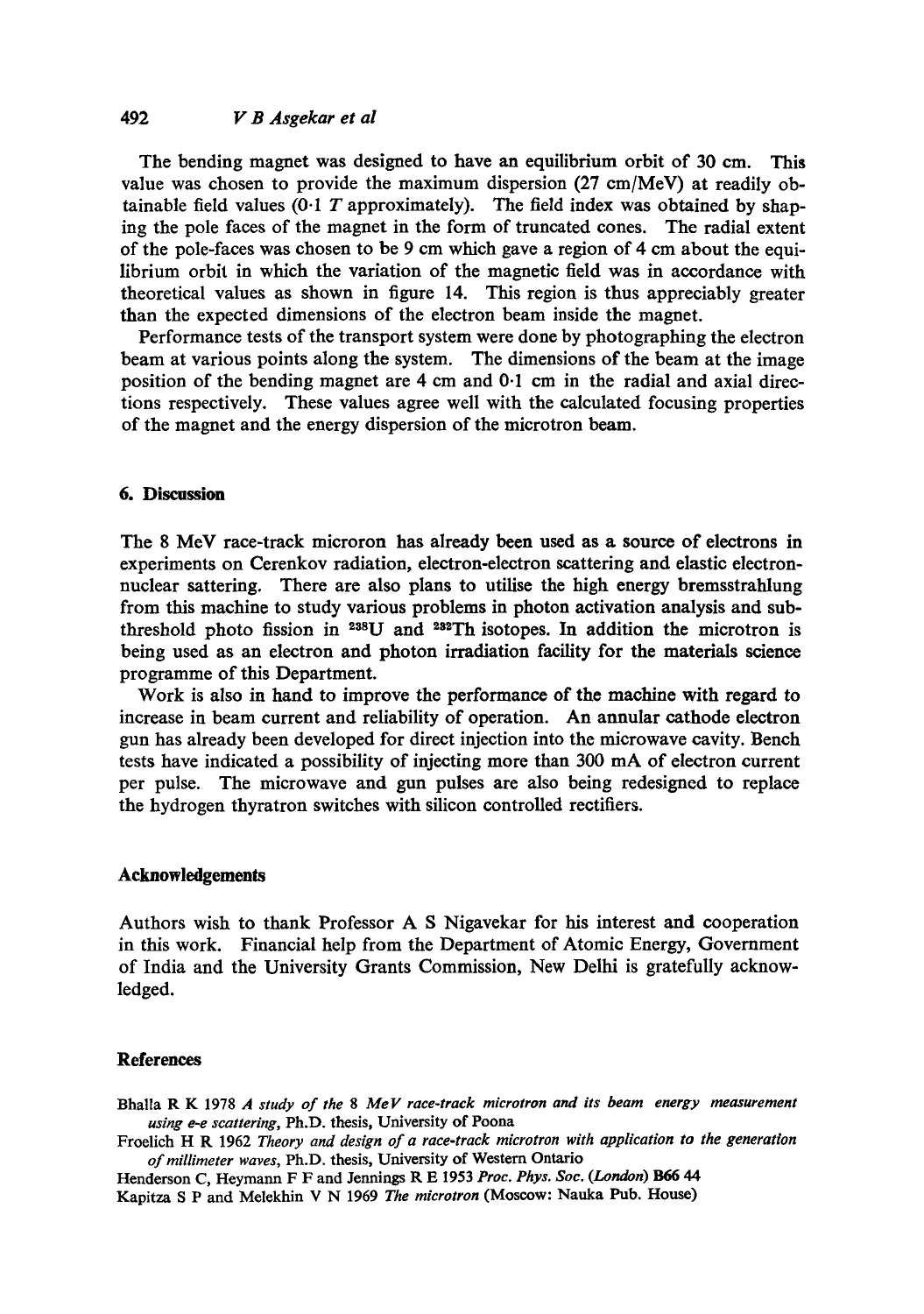The bending magnet was designed to have an equilibrium orbit of 30 cm. This value was chosen to provide the maximum dispersion (27 cm/MeV) at readily obtainable field values (0·1 $T$ approximately). The field index was obtained by shaping the pole faces of the magnet in the form of truncated cones. The radial extent of the pole-faces was chosen to be 9 cm which gave a region of 4 cm about the equilibrium orbit in which the variation of the magnetic field was in accordance with theoretical values as shown in figure 14. This region is thus appreciably greater than the expected dimensions of the electron beam inside the magnet.

Performance tests of the transport system were done by photographing the electron beam at various points along the system. The dimensions of the beam at the image position of the bending magnet are 4 cm and 0·1 cm in the radial and axial directions respectively. These values agree well with the calculated focusing properties of the magnet and the energy dispersion of the microtron beam.

## 6. Discussion

The 8 MeV race-track microron has already been used as a source of electrons in experiments on Cerenkov radiation, electron-electron scattering and elastic electron-nuclear sattering. There are also plans to utilise the high energy bremsstrahlung from this machine to study various problems in photon activation analysis and sub-threshold photo fission in $^{238}U$ and $^{232}Th$ isotopes. In addition the microtron is being used as an electron and photon irradiation facility for the materials science programme of this Department.

Work is also in hand to improve the performance of the machine with regard to increase in beam current and reliability of operation. An annular cathode electron gun has already been developed for direct injection into the microwave cavity. Bench tests have indicated a possibility of injecting more than 300 mA of electron current per pulse. The microwave and gun pulses are also being redesigned to replace the hydrogen thyratron switches with silicon controlled rectifiers.

## Acknowledgements

Authors wish to thank Professor A S Nigavekar for his interest and cooperation in this work. Financial help from the Department of Atomic Energy, Government of India and the University Grants Commission, New Delhi is gratefully acknowledged.

## References

Bhalla R K 1978 *A study of the 8 MeV race-track microtron and its beam energy measurement using e-e scattering*, Ph.D. thesis, University of Poona

Froelich H R 1962 *Theory and design of a race-track microtron with application to the generation of millimeter waves*, Ph.D. thesis, University of Western Ontario

Henderson C, Heymann F F and Jennings R E 1953 *Proc. Phys. Soc. (London)* **B66** 44

Kapitza S P and Melekhin V N 1969 *The microtron* (Moscow: Nauka Pub. House)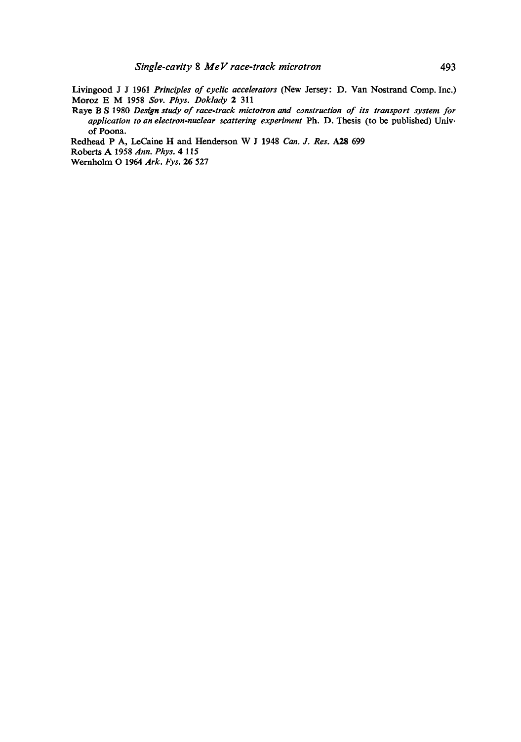Livingood J J 1961 *Principles of cyclic accelerators* (New Jersey: D. Van Nostrand Comp. Inc.)

Moroz E M 1958 *Sov. Phys. Doklady* **2** 311

Raye B S 1980 *Design study of race-track mictotron and construction of its transport system for application to an electron-nuclear scattering experiment* Ph. D. Thesis (to be published) Univ. of Poona.

Redhead P A, LeCaine H and Henderson W J 1948 *Can. J. Res.* **A28** 699

Roberts A 1958 *Ann. Phys.* **4** 115

Wernholm O 1964 *Ark. Fys.* **26** 527